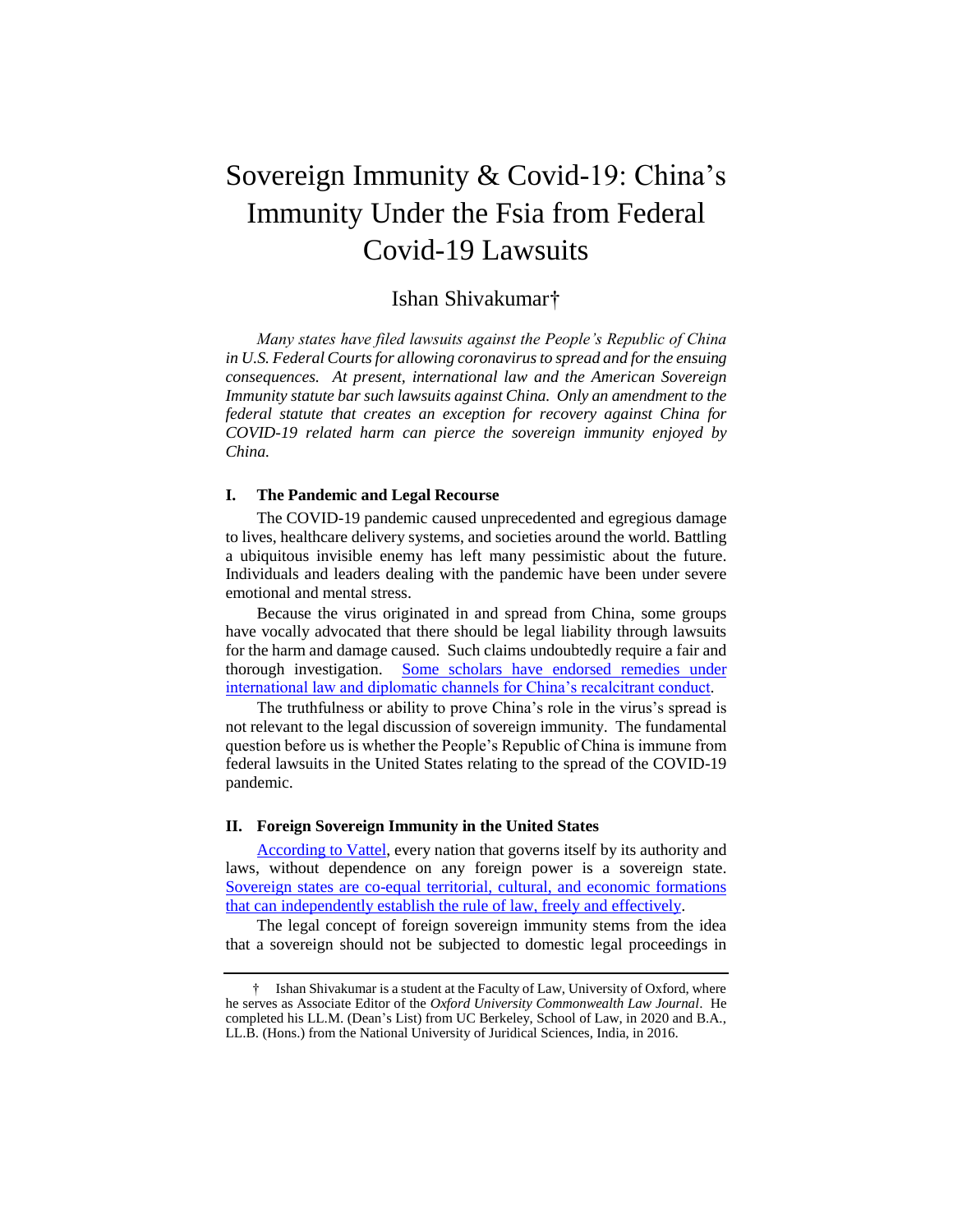# Sovereign Immunity & Covid-19: China's Immunity Under the Fsia from Federal Covid-19 Lawsuits

Ishan Shivakumar†

*Many states have filed lawsuits against the People's Republic of China in U.S. Federal Courts for allowing coronavirus to spread and for the ensuing consequences. At present, international law and the American Sovereign Immunity statute bar such lawsuits against China. Only an amendment to the federal statute that creates an exception for recovery against China for COVID-19 related harm can pierce the sovereign immunity enjoyed by China.*

## I. The Pandemic and Legal Recourse

The COVID-19 pandemic caused unprecedented and egregious damage to lives, healthcare delivery systems, and societies around the world. Battling a ubiquitous invisible enemy has left many pessimistic about the future. Individuals and leaders dealing with the pandemic have been under severe emotional and mental stress.

Because the virus originated in and spread from China, some groups have vocally advocated that there should be legal liability through lawsuits for the harm and damage caused. Such claims undoubtedly require a fair and thorough investigation. Some scholars have endorsed remedies under international law and diplomatic channels for China's recalcitrant conduct.

The truthfulness or ability to prove China's role in the virus's spread is not relevant to the legal discussion of sovereign immunity. The fundamental question before us is whether the People's Republic of China is immune from federal lawsuits in the United States relating to the spread of the COVID-19 pandemic.

## II. Foreign Sovereign Immunity in the United States

According to Vattel, every nation that governs itself by its authority and laws, without dependence on any foreign power is a sovereign state. Sovereign states are co-equal territorial, cultural, and economic formations that can independently establish the rule of law, freely and effectively.

The legal concept of foreign sovereign immunity stems from the idea that a sovereign should not be subjected to domestic legal proceedings in

† Ishan Shivakumar is a student at the Faculty of Law, University of Oxford, where he serves as Associate Editor of the *Oxford University Commonwealth Law Journal*. He completed his LL.M. (Dean's List) from UC Berkeley, School of Law, in 2020 and B.A., LL.B. (Hons.) from the National University of Juridical Sciences, India, in 2016.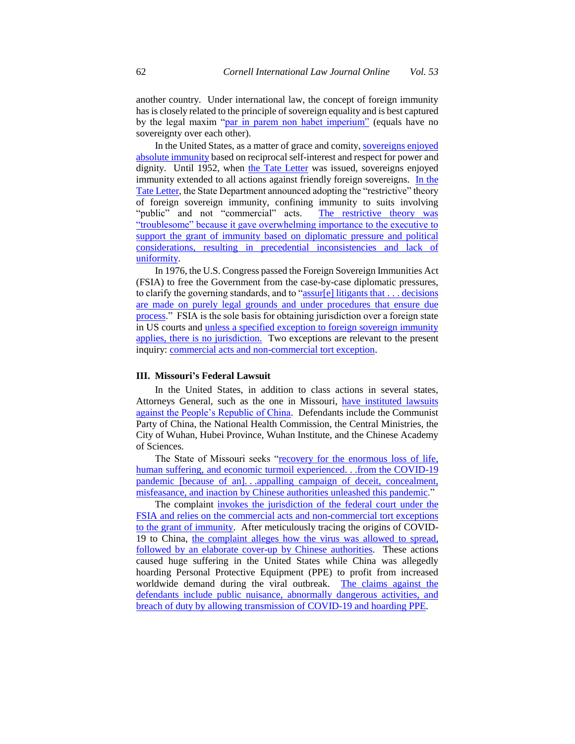another country. Under international law, the concept of foreign immunity has is closely related to the principle of sovereign equality and is best captured by the legal maxim "par in parem non habet imperium" (equals have no sovereignty over each other).

In the United States, as a matter of grace and comity, sovereigns enjoyed absolute immunity based on reciprocal self-interest and respect for power and dignity. Until 1952, when the Tate Letter was issued, sovereigns enjoyed immunity extended to all actions against friendly foreign sovereigns. In the Tate Letter, the State Department announced adopting the "restrictive" theory of foreign sovereign immunity, confining immunity to suits involving "public" and not "commercial" acts. The restrictive theory was "troublesome" because it gave overwhelming importance to the executive to support the grant of immunity based on diplomatic pressure and political considerations, resulting in precedential inconsistencies and lack of uniformity.

In 1976, the U.S. Congress passed the Foreign Sovereign Immunities Act (FSIA) to free the Government from the case-by-case diplomatic pressures, to clarify the governing standards, and to "assur[e] litigants that . . . decisions are made on purely legal grounds and under procedures that ensure due process." FSIA is the sole basis for obtaining jurisdiction over a foreign state in US courts and unless a specified exception to foreign sovereign immunity applies, there is no jurisdiction. Two exceptions are relevant to the present inquiry: commercial acts and non-commercial tort exception.

## III. Missouri's Federal Lawsuit

In the United States, in addition to class actions in several states, Attorneys General, such as the one in Missouri, have instituted lawsuits against the People's Republic of China. Defendants include the Communist Party of China, the National Health Commission, the Central Ministries, the City of Wuhan, Hubei Province, Wuhan Institute, and the Chinese Academy of Sciences.

The State of Missouri seeks "recovery for the enormous loss of life, human suffering, and economic turmoil experienced. . .from the COVID-19 pandemic [because of an]. . .appalling campaign of deceit, concealment, misfeasance, and inaction by Chinese authorities unleashed this pandemic."

The complaint invokes the jurisdiction of the federal court under the FSIA and relies on the commercial acts and non-commercial tort exceptions to the grant of immunity. After meticulously tracing the origins of COVID-19 to China, the complaint alleges how the virus was allowed to spread, followed by an elaborate cover-up by Chinese authorities. These actions caused huge suffering in the United States while China was allegedly hoarding Personal Protective Equipment (PPE) to profit from increased worldwide demand during the viral outbreak. The claims against the defendants include public nuisance, abnormally dangerous activities, and breach of duty by allowing transmission of COVID-19 and hoarding PPE.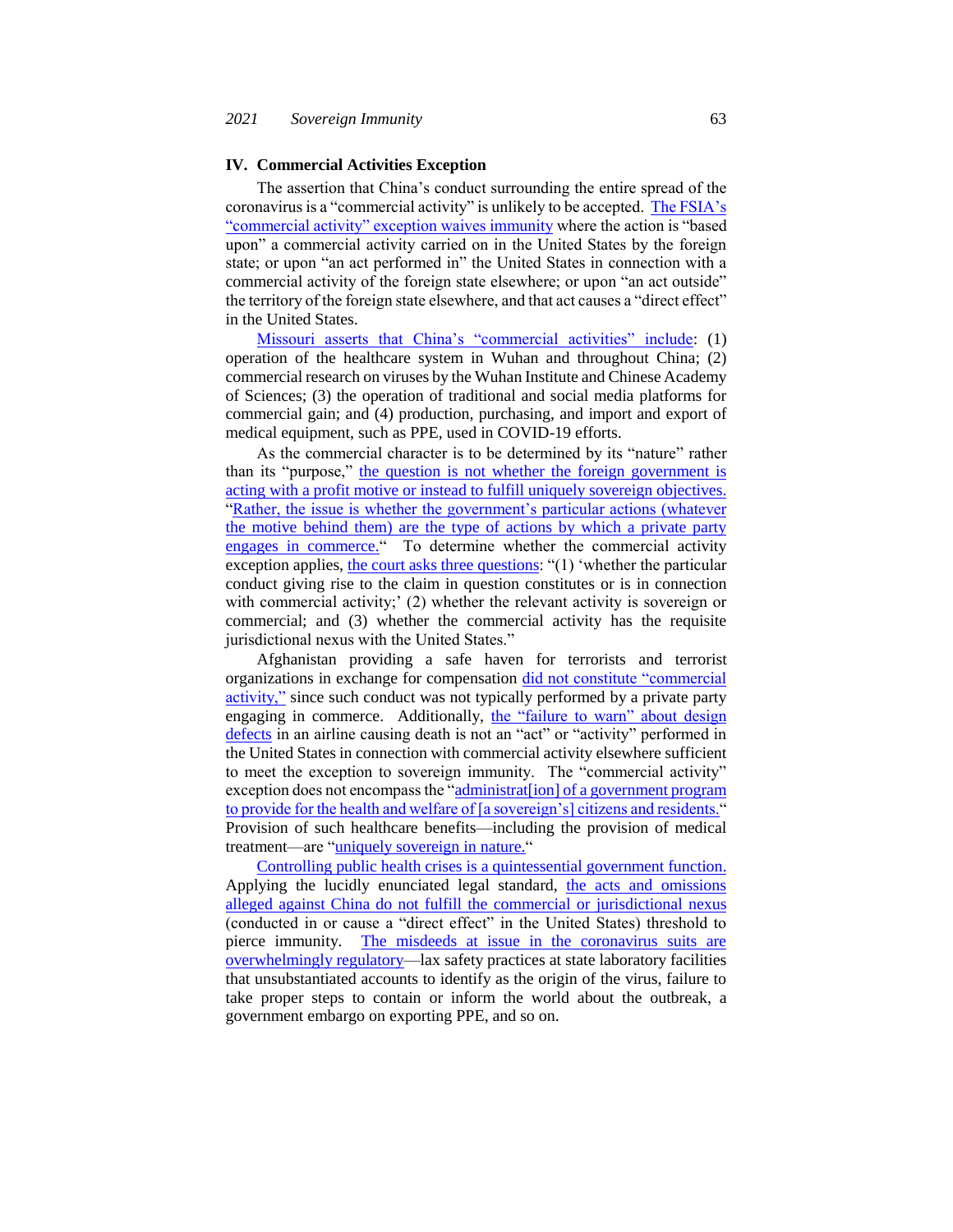## IV. Commercial Activities Exception

The assertion that China's conduct surrounding the entire spread of the coronavirus is a "commercial activity" is unlikely to be accepted. The FSIA's "commercial activity" exception waives immunity where the action is "based upon" a commercial activity carried on in the United States by the foreign state; or upon "an act performed in" the United States in connection with a commercial activity of the foreign state elsewhere; or upon "an act outside" the territory of the foreign state elsewhere, and that act causes a "direct effect" in the United States.

Missouri asserts that China's "commercial activities" include: (1) operation of the healthcare system in Wuhan and throughout China; (2) commercial research on viruses by the Wuhan Institute and Chinese Academy of Sciences; (3) the operation of traditional and social media platforms for commercial gain; and (4) production, purchasing, and import and export of medical equipment, such as PPE, used in COVID-19 efforts.

As the commercial character is to be determined by its "nature" rather than its "purpose," the question is not whether the foreign government is acting with a profit motive or instead to fulfill uniquely sovereign objectives. "Rather, the issue is whether the government's particular actions (whatever the motive behind them) are the type of actions by which a private party engages in commerce." To determine whether the commercial activity exception applies, the court asks three questions: "(1) 'whether the particular conduct giving rise to the claim in question constitutes or is in connection with commercial activity;' (2) whether the relevant activity is sovereign or commercial; and (3) whether the commercial activity has the requisite jurisdictional nexus with the United States."

Afghanistan providing a safe haven for terrorists and terrorist organizations in exchange for compensation did not constitute "commercial activity," since such conduct was not typically performed by a private party engaging in commerce. Additionally, the "failure to warn" about design defects in an airline causing death is not an "act" or "activity" performed in the United States in connection with commercial activity elsewhere sufficient to meet the exception to sovereign immunity. The "commercial activity" exception does not encompass the "administrat[ion] of a government program to provide for the health and welfare of [a sovereign's] citizens and residents." Provision of such healthcare benefits—including the provision of medical treatment—are "uniquely sovereign in nature."

Controlling public health crises is a quintessential government function. Applying the lucidly enunciated legal standard, the acts and omissions alleged against China do not fulfill the commercial or jurisdictional nexus (conducted in or cause a "direct effect" in the United States) threshold to pierce immunity. The misdeeds at issue in the coronavirus suits are overwhelmingly regulatory—lax safety practices at state laboratory facilities that unsubstantiated accounts to identify as the origin of the virus, failure to take proper steps to contain or inform the world about the outbreak, a government embargo on exporting PPE, and so on.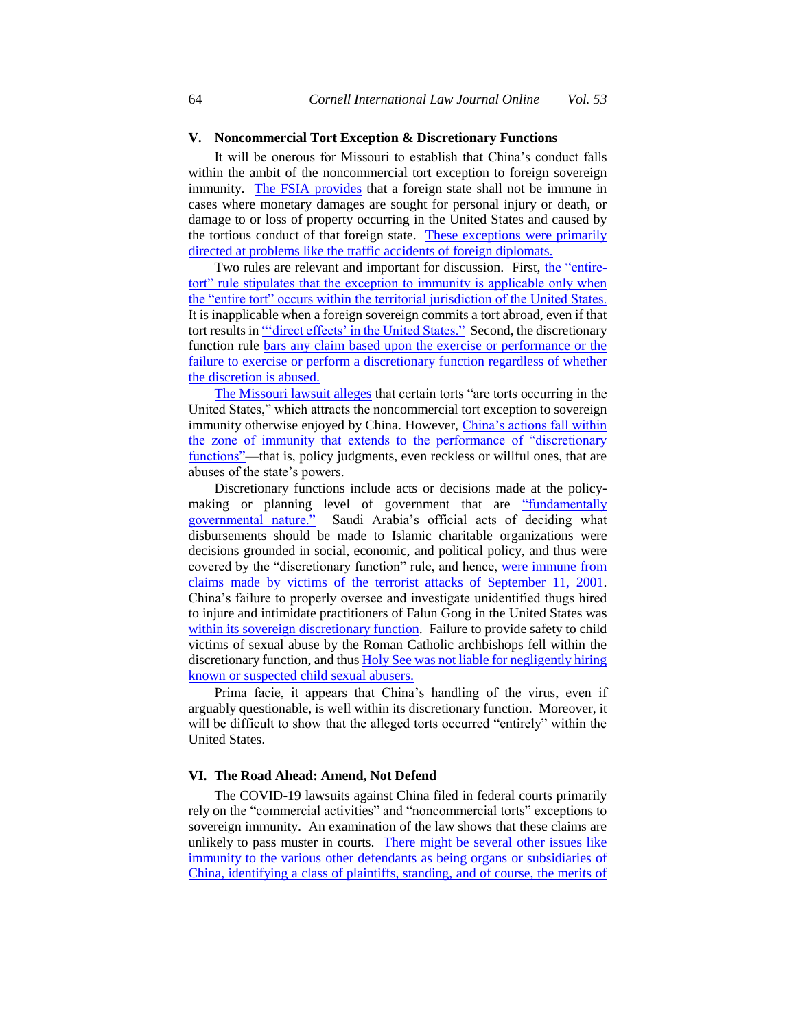## V. Noncommercial Tort Exception & Discretionary Functions

It will be onerous for Missouri to establish that China's conduct falls within the ambit of the noncommercial tort exception to foreign sovereign immunity. The FSIA provides that a foreign state shall not be immune in cases where monetary damages are sought for personal injury or death, or damage to or loss of property occurring in the United States and caused by the tortious conduct of that foreign state. These exceptions were primarily directed at problems like the traffic accidents of foreign diplomats.

Two rules are relevant and important for discussion. First, the "entire-tort" rule stipulates that the exception to immunity is applicable only when the "entire tort" occurs within the territorial jurisdiction of the United States. It is inapplicable when a foreign sovereign commits a tort abroad, even if that tort results in "'direct effects' in the United States." Second, the discretionary function rule bars any claim based upon the exercise or performance or the failure to exercise or perform a discretionary function regardless of whether the discretion is abused.

The Missouri lawsuit alleges that certain torts "are torts occurring in the United States," which attracts the noncommercial tort exception to sovereign immunity otherwise enjoyed by China. However, China's actions fall within the zone of immunity that extends to the performance of "discretionary functions"—that is, policy judgments, even reckless or willful ones, that are abuses of the state's powers.

Discretionary functions include acts or decisions made at the policy-making or planning level of government that are "fundamentally governmental nature." Saudi Arabia's official acts of deciding what disbursements should be made to Islamic charitable organizations were decisions grounded in social, economic, and political policy, and thus were covered by the "discretionary function" rule, and hence, were immune from claims made by victims of the terrorist attacks of September 11, 2001. China's failure to properly oversee and investigate unidentified thugs hired to injure and intimidate practitioners of Falun Gong in the United States was within its sovereign discretionary function. Failure to provide safety to child victims of sexual abuse by the Roman Catholic archbishops fell within the discretionary function, and thus Holy See was not liable for negligently hiring known or suspected child sexual abusers.

Prima facie, it appears that China's handling of the virus, even if arguably questionable, is well within its discretionary function. Moreover, it will be difficult to show that the alleged torts occurred "entirely" within the United States.

## VI. The Road Ahead: Amend, Not Defend

The COVID-19 lawsuits against China filed in federal courts primarily rely on the "commercial activities" and "noncommercial torts" exceptions to sovereign immunity. An examination of the law shows that these claims are unlikely to pass muster in courts. There might be several other issues like immunity to the various other defendants as being organs or subsidiaries of China, identifying a class of plaintiffs, standing, and of course, the merits of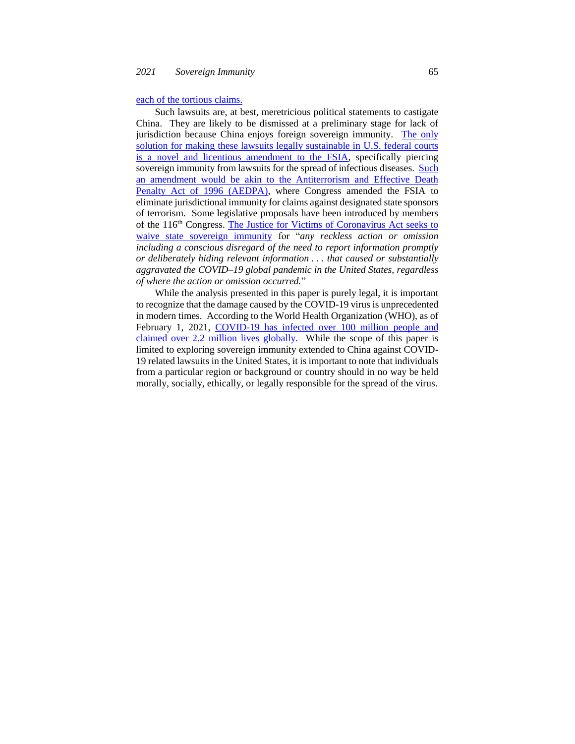each of the tortious claims.

Such lawsuits are, at best, meretricious political statements to castigate China. They are likely to be dismissed at a preliminary stage for lack of jurisdiction because China enjoys foreign sovereign immunity. The only solution for making these lawsuits legally sustainable in U.S. federal courts is a novel and licentious amendment to the FSIA, specifically piercing sovereign immunity from lawsuits for the spread of infectious diseases. Such an amendment would be akin to the Antiterrorism and Effective Death Penalty Act of 1996 (AEDPA), where Congress amended the FSIA to eliminate jurisdictional immunity for claims against designated state sponsors of terrorism. Some legislative proposals have been introduced by members of the 116th Congress. The Justice for Victims of Coronavirus Act seeks to waive state sovereign immunity for "*any reckless action or omission including a conscious disregard of the need to report information promptly or deliberately hiding relevant information . . . that caused or substantially aggravated the COVID–19 global pandemic in the United States, regardless of where the action or omission occurred.*"

While the analysis presented in this paper is purely legal, it is important to recognize that the damage caused by the COVID-19 virus is unprecedented in modern times. According to the World Health Organization (WHO), as of February 1, 2021, COVID-19 has infected over 100 million people and claimed over 2.2 million lives globally. While the scope of this paper is limited to exploring sovereign immunity extended to China against COVID-19 related lawsuits in the United States, it is important to note that individuals from a particular region or background or country should in no way be held morally, socially, ethically, or legally responsible for the spread of the virus.